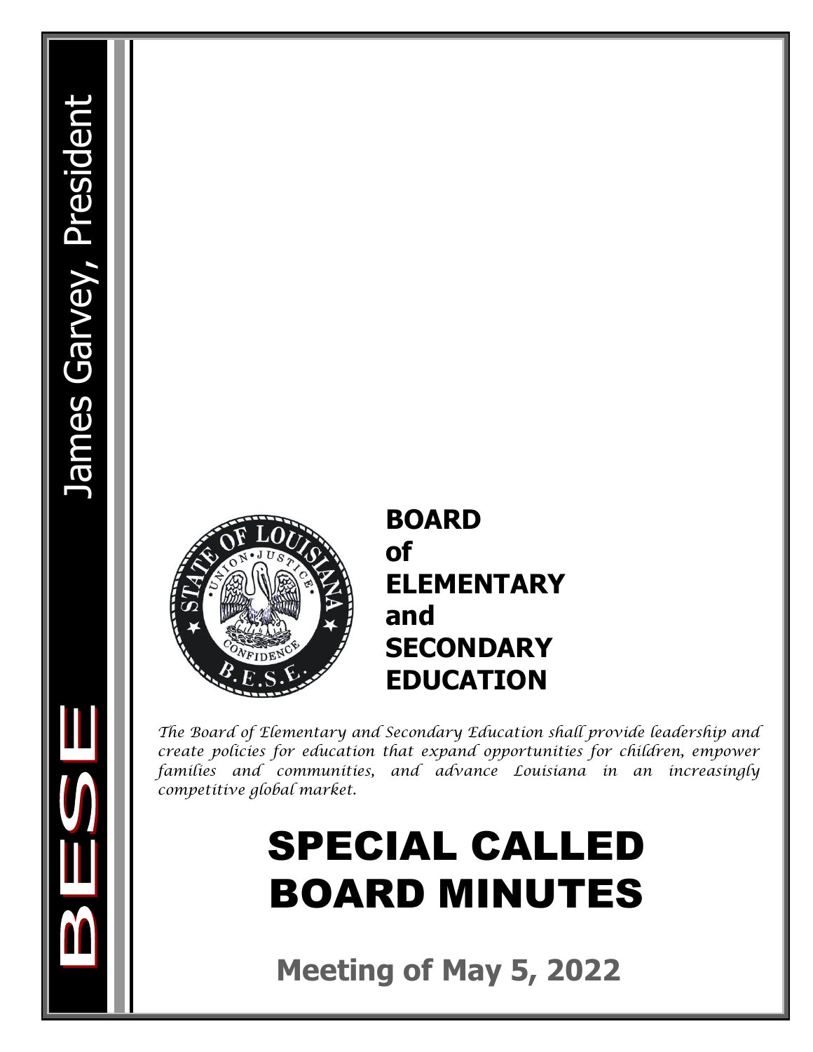James Garvey, President

BESE

# BOARD of ELEMENTARY and SECONDARY EDUCATION

*The Board of Elementary and Secondary Education shall provide leadership and create policies for education that expand opportunities for children, empower families and communities, and advance Louisiana in an increasingly competitive global market.*

# SPECIAL CALLED BOARD MINUTES

## Meeting of May 5, 2022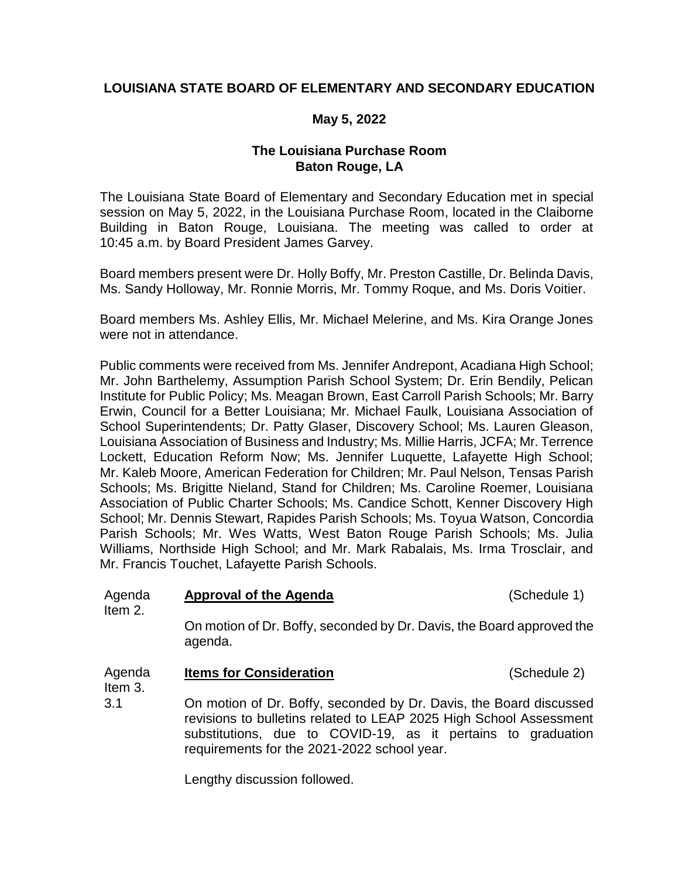**LOUISIANA STATE BOARD OF ELEMENTARY AND SECONDARY EDUCATION**

**May 5, 2022**

**The Louisiana Purchase Room**
**Baton Rouge, LA**

The Louisiana State Board of Elementary and Secondary Education met in special session on May 5, 2022, in the Louisiana Purchase Room, located in the Claiborne Building in Baton Rouge, Louisiana. The meeting was called to order at 10:45 a.m. by Board President James Garvey.

Board members present were Dr. Holly Boffy, Mr. Preston Castille, Dr. Belinda Davis, Ms. Sandy Holloway, Mr. Ronnie Morris, Mr. Tommy Roque, and Ms. Doris Voitier.

Board members Ms. Ashley Ellis, Mr. Michael Melerine, and Ms. Kira Orange Jones were not in attendance.

Public comments were received from Ms. Jennifer Andrepont, Acadiana High School; Mr. John Barthelemy, Assumption Parish School System; Dr. Erin Bendily, Pelican Institute for Public Policy; Ms. Meagan Brown, East Carroll Parish Schools; Mr. Barry Erwin, Council for a Better Louisiana; Mr. Michael Faulk, Louisiana Association of School Superintendents; Dr. Patty Glaser, Discovery School; Ms. Lauren Gleason, Louisiana Association of Business and Industry; Ms. Millie Harris, JCFA; Mr. Terrence Lockett, Education Reform Now; Ms. Jennifer Luquette, Lafayette High School; Mr. Kaleb Moore, American Federation for Children; Mr. Paul Nelson, Tensas Parish Schools; Ms. Brigitte Nieland, Stand for Children; Ms. Caroline Roemer, Louisiana Association of Public Charter Schools; Ms. Candice Schott, Kenner Discovery High School; Mr. Dennis Stewart, Rapides Parish Schools; Ms. Toyua Watson, Concordia Parish Schools; Mr. Wes Watts, West Baton Rouge Parish Schools; Ms. Julia Williams, Northside High School; and Mr. Mark Rabalais, Ms. Irma Trosclair, and Mr. Francis Touchet, Lafayette Parish Schools.

Agenda Item 2. **Approval of the Agenda** (Schedule 1)

On motion of Dr. Boffy, seconded by Dr. Davis, the Board approved the agenda.

Agenda Item 3. **Items for Consideration** (Schedule 2)

3.1 On motion of Dr. Boffy, seconded by Dr. Davis, the Board discussed revisions to bulletins related to LEAP 2025 High School Assessment substitutions, due to COVID-19, as it pertains to graduation requirements for the 2021-2022 school year.

Lengthy discussion followed.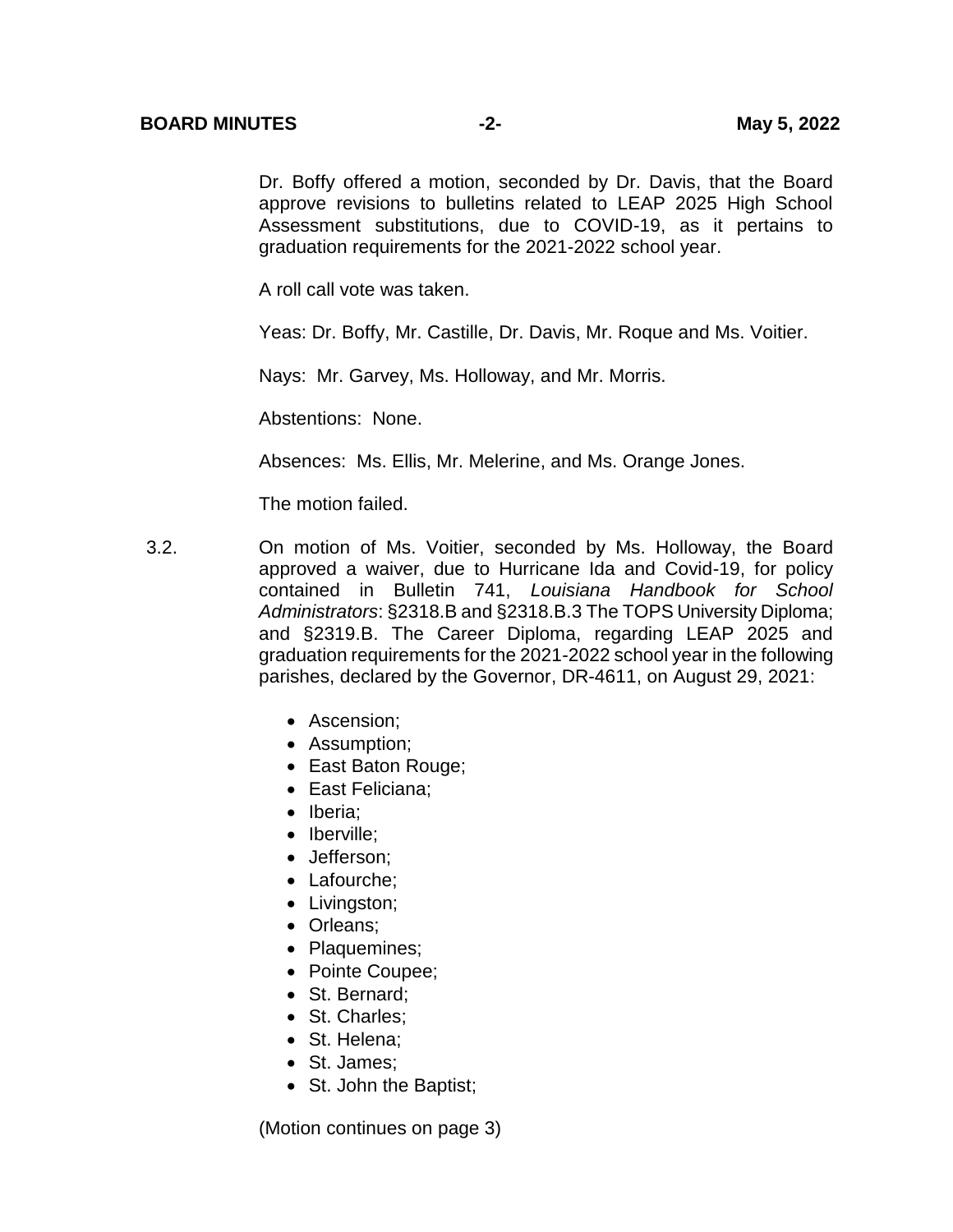Dr. Boffy offered a motion, seconded by Dr. Davis, that the Board approve revisions to bulletins related to LEAP 2025 High School Assessment substitutions, due to COVID-19, as it pertains to graduation requirements for the 2021-2022 school year.

A roll call vote was taken.

Yeas: Dr. Boffy, Mr. Castille, Dr. Davis, Mr. Roque and Ms. Voitier.

Nays: Mr. Garvey, Ms. Holloway, and Mr. Morris.

Abstentions: None.

Absences: Ms. Ellis, Mr. Melerine, and Ms. Orange Jones.

The motion failed.

3.2. On motion of Ms. Voitier, seconded by Ms. Holloway, the Board approved a waiver, due to Hurricane Ida and Covid-19, for policy contained in Bulletin 741, *Louisiana Handbook for School Administrators*: §2318.B and §2318.B.3 The TOPS University Diploma; and §2319.B. The Career Diploma, regarding LEAP 2025 and graduation requirements for the 2021-2022 school year in the following parishes, declared by the Governor, DR-4611, on August 29, 2021:

- Ascension;
- Assumption;
- East Baton Rouge;
- East Feliciana;
- Iberia;
- Iberville;
- Jefferson;
- Lafourche;
- Livingston;
- Orleans;
- Plaquemines;
- Pointe Coupee;
- St. Bernard;
- St. Charles;
- St. Helena;
- St. James;
- St. John the Baptist;

(Motion continues on page 3)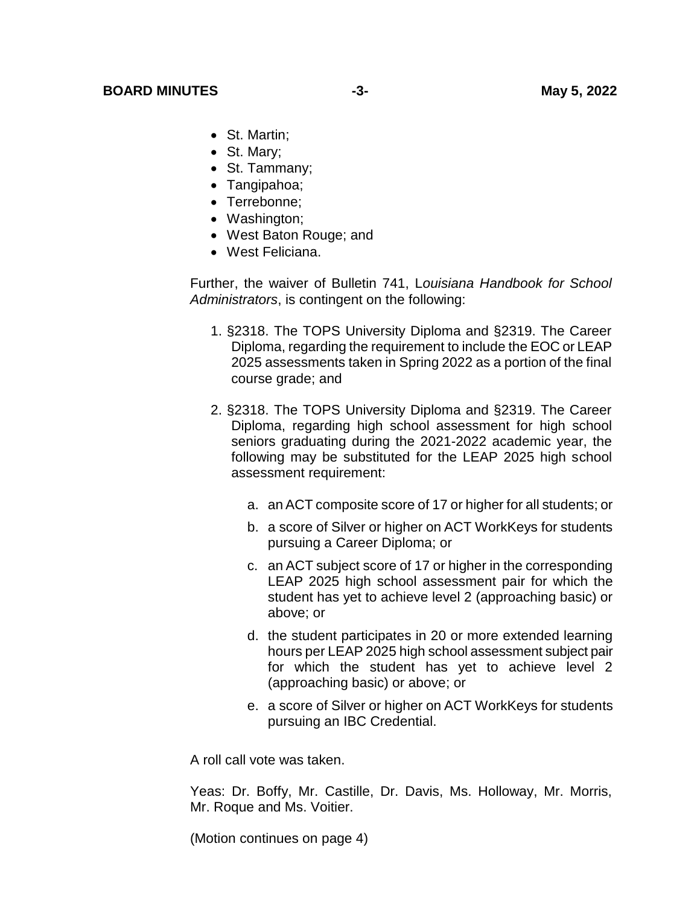- St. Martin;
- St. Mary;
- St. Tammany;
- Tangipahoa;
- Terrebonne;
- Washington;
- West Baton Rouge; and
- West Feliciana.

Further, the waiver of Bulletin 741, L*ouisiana Handbook for School Administrators*, is contingent on the following:

1. §2318. The TOPS University Diploma and §2319. The Career Diploma, regarding the requirement to include the EOC or LEAP 2025 assessments taken in Spring 2022 as a portion of the final course grade; and

2. §2318. The TOPS University Diploma and §2319. The Career Diploma, regarding high school assessment for high school seniors graduating during the 2021-2022 academic year, the following may be substituted for the LEAP 2025 high school assessment requirement:

    a. an ACT composite score of 17 or higher for all students; or

    b. a score of Silver or higher on ACT WorkKeys for students pursuing a Career Diploma; or

    c. an ACT subject score of 17 or higher in the corresponding LEAP 2025 high school assessment pair for which the student has yet to achieve level 2 (approaching basic) or above; or

    d. the student participates in 20 or more extended learning hours per LEAP 2025 high school assessment subject pair for which the student has yet to achieve level 2 (approaching basic) or above; or

    e. a score of Silver or higher on ACT WorkKeys for students pursuing an IBC Credential.

A roll call vote was taken.

Yeas: Dr. Boffy, Mr. Castille, Dr. Davis, Ms. Holloway, Mr. Morris, Mr. Roque and Ms. Voitier.

(Motion continues on page 4)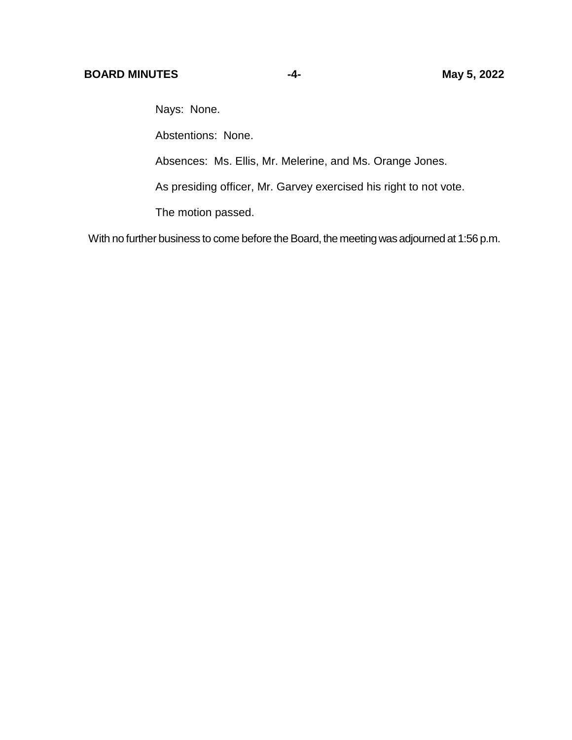Nays: None.

Abstentions: None.

Absences: Ms. Ellis, Mr. Melerine, and Ms. Orange Jones.

As presiding officer, Mr. Garvey exercised his right to not vote.

The motion passed.

With no further business to come before the Board, the meeting was adjourned at 1:56 p.m.